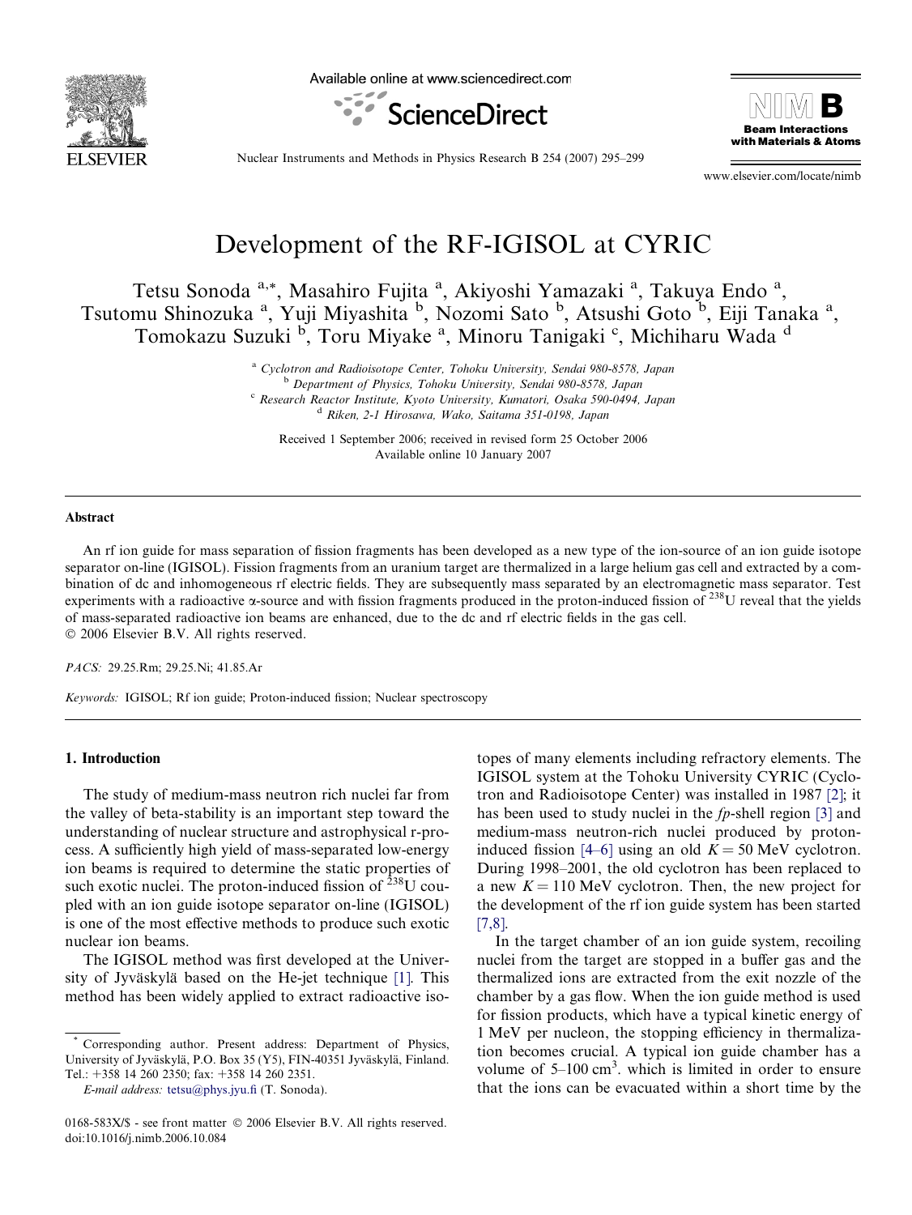# Development of the RF-IGISOL at CYRIC

Tetsu Sonoda [a,*], Masahiro Fujita [a], Akiyoshi Yamazaki [a], Takuya Endo [a], Tsutomu Shinozuka [a], Yuji Miyashita [b], Nozomi Sato [b], Atsushi Goto [b], Eiji Tanaka [a], Tomokazu Suzuki [b], Toru Miyake [a], Minoru Tanigaki [c], Michiharu Wada [d]

[a] Cyclotron and Radioisotope Center, Tohoku University, Sendai 980-8578, Japan
[b] Department of Physics, Tohoku University, Sendai 980-8578, Japan
[c] Research Reactor Institute, Kyoto University, Kumatori, Osaka 590-0494, Japan
[d] Riken, 2-1 Hirosawa, Wako, Saitama 351-0198, Japan

Received 1 September 2006; received in revised form 25 October 2006
Available online 10 January 2007

## Abstract

An rf ion guide for mass separation of fission fragments has been developed as a new type of the ion-source of an ion guide isotope separator on-line (IGISOL). Fission fragments from an uranium target are thermalized in a large helium gas cell and extracted by a combination of dc and inhomogeneous rf electric fields. They are subsequently mass separated by an electromagnetic mass separator. Test experiments with a radioactive α-source and with fission fragments produced in the proton-induced fission of $^{238}U$ reveal that the yields of mass-separated radioactive ion beams are enhanced, due to the dc and rf electric fields in the gas cell.
© 2006 Elsevier B.V. All rights reserved.

*PACS:* 29.25.Rm; 29.25.Ni; 41.85.Ar

*Keywords:* IGISOL; Rf ion guide; Proton-induced fission; Nuclear spectroscopy

## 1. Introduction

The study of medium-mass neutron rich nuclei far from the valley of beta-stability is an important step toward the understanding of nuclear structure and astrophysical r-process. A sufficiently high yield of mass-separated low-energy ion beams is required to determine the static properties of such exotic nuclei. The proton-induced fission of $^{238}U$ coupled with an ion guide isotope separator on-line (IGISOL) is one of the most effective methods to produce such exotic nuclear ion beams.

The IGISOL method was first developed at the University of Jyväskylä based on the He-jet technique [1]. This method has been widely applied to extract radioactive isotopes of many elements including refractory elements. The IGISOL system at the Tohoku University CYRIC (Cyclotron and Radioisotope Center) was installed in 1987 [2]; it has been used to study nuclei in the *fp*-shell region [3] and medium-mass neutron-rich nuclei produced by proton-induced fission [4–6] using an old $K = 50$ MeV cyclotron. During 1998–2001, the old cyclotron has been replaced to a new $K = 110$ MeV cyclotron. Then, the new project for the development of the rf ion guide system has been started [7,8].

In the target chamber of an ion guide system, recoiling nuclei from the target are stopped in a buffer gas and the thermalized ions are extracted from the exit nozzle of the chamber by a gas flow. When the ion guide method is used for fission products, which have a typical kinetic energy of 1 MeV per nucleon, the stopping efficiency in thermalization becomes crucial. A typical ion guide chamber has a volume of 5–100 $cm^3$. which is limited in order to ensure that the ions can be evacuated within a short time by the

---

\* Corresponding author. Present address: Department of Physics, University of Jyväskylä, P.O. Box 35 (Y5), FIN-40351 Jyväskylä, Finland. Tel.: +358 14 260 2350; fax: +358 14 260 2351.
*E-mail address:* tetsu@phys.jyu.fi (T. Sonoda).

0168-583X/$ - see front matter © 2006 Elsevier B.V. All rights reserved.
doi:10.1016/j.nimb.2006.10.084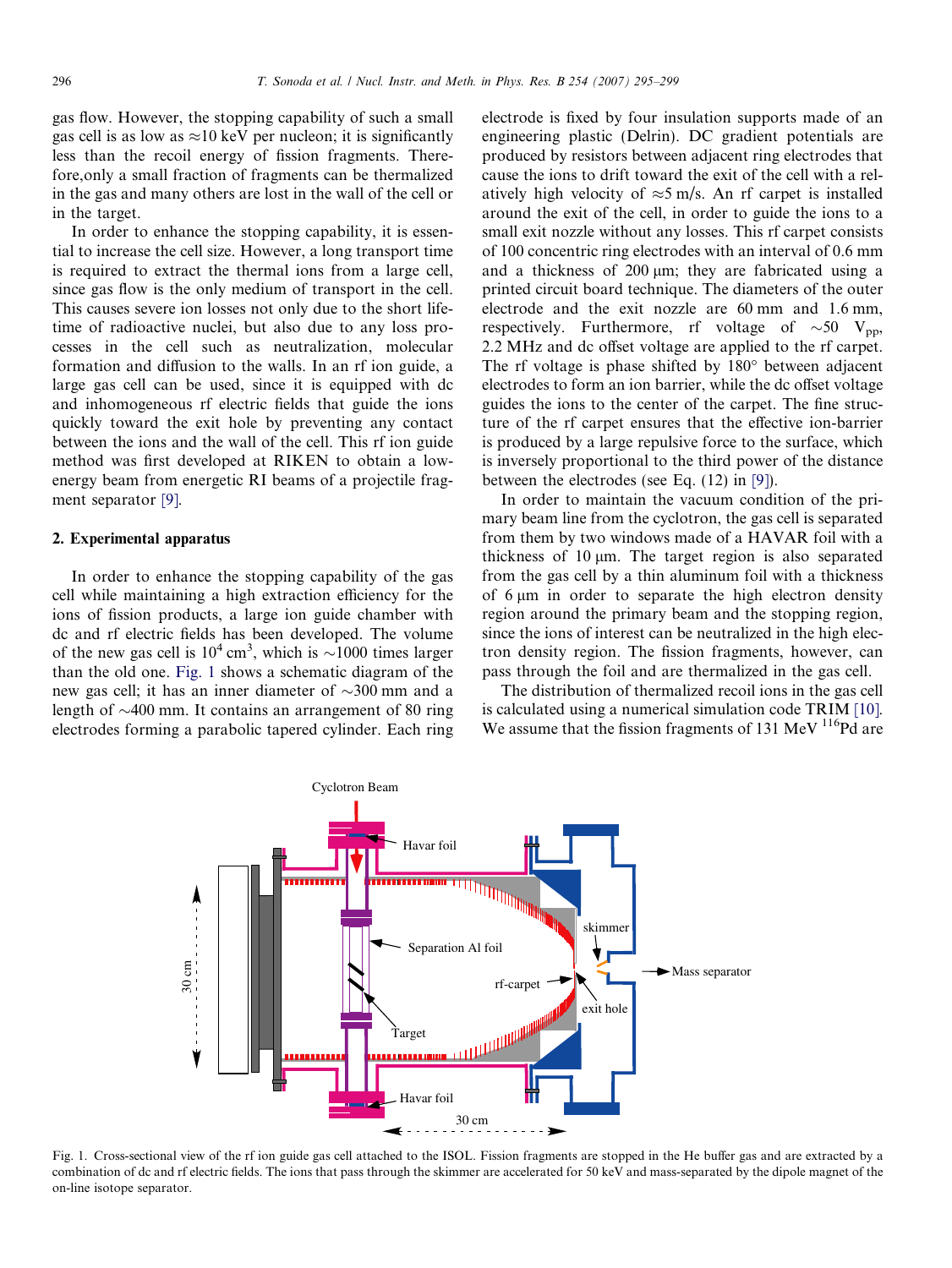gas flow. However, the stopping capability of such a small gas cell is as low as ≈10 keV per nucleon; it is significantly less than the recoil energy of fission fragments. Therefore,only a small fraction of fragments can be thermalized in the gas and many others are lost in the wall of the cell or in the target.

In order to enhance the stopping capability, it is essential to increase the cell size. However, a long transport time is required to extract the thermal ions from a large cell, since gas flow is the only medium of transport in the cell. This causes severe ion losses not only due to the short lifetime of radioactive nuclei, but also due to any loss processes in the cell such as neutralization, molecular formation and diffusion to the walls. In an rf ion guide, a large gas cell can be used, since it is equipped with dc and inhomogeneous rf electric fields that guide the ions quickly toward the exit hole by preventing any contact between the ions and the wall of the cell. This rf ion guide method was first developed at RIKEN to obtain a low-energy beam from energetic RI beams of a projectile fragment separator [9].

## 2. Experimental apparatus

In order to enhance the stopping capability of the gas cell while maintaining a high extraction efficiency for the ions of fission products, a large ion guide chamber with dc and rf electric fields has been developed. The volume of the new gas cell is $10^4$ cm$^3$, which is ~1000 times larger than the old one. Fig. 1 shows a schematic diagram of the new gas cell; it has an inner diameter of ~300 mm and a length of ~400 mm. It contains an arrangement of 80 ring electrodes forming a parabolic tapered cylinder. Each ring electrode is fixed by four insulation supports made of an engineering plastic (Delrin). DC gradient potentials are produced by resistors between adjacent ring electrodes that cause the ions to drift toward the exit of the cell with a relatively high velocity of ≈5 m/s. An rf carpet is installed around the exit of the cell, in order to guide the ions to a small exit nozzle without any losses. This rf carpet consists of 100 concentric ring electrodes with an interval of 0.6 mm and a thickness of 200 μm; they are fabricated using a printed circuit board technique. The diameters of the outer electrode and the exit nozzle are 60 mm and 1.6 mm, respectively. Furthermore, rf voltage of ~50 $V_{pp}$, 2.2 MHz and dc offset voltage are applied to the rf carpet. The rf voltage is phase shifted by 180° between adjacent electrodes to form an ion barrier, while the dc offset voltage guides the ions to the center of the carpet. The fine structure of the rf carpet ensures that the effective ion-barrier is produced by a large repulsive force to the surface, which is inversely proportional to the third power of the distance between the electrodes (see Eq. (12) in [9]).

In order to maintain the vacuum condition of the primary beam line from the cyclotron, the gas cell is separated from them by two windows made of a HAVAR foil with a thickness of 10 μm. The target region is also separated from the gas cell by a thin aluminum foil with a thickness of 6 μm in order to separate the high electron density region around the primary beam and the stopping region, since the ions of interest can be neutralized in the high electron density region. The fission fragments, however, can pass through the foil and are thermalized in the gas cell.

The distribution of thermalized recoil ions in the gas cell is calculated using a numerical simulation code TRIM [10]. We assume that the fission fragments of 131 MeV $^{116}$Pd are

Fig. 1. Cross-sectional view of the rf ion guide gas cell attached to the ISOL. Fission fragments are stopped in the He buffer gas and are extracted by a combination of dc and rf electric fields. The ions that pass through the skimmer are accelerated for 50 keV and mass-separated by the dipole magnet of the on-line isotope separator.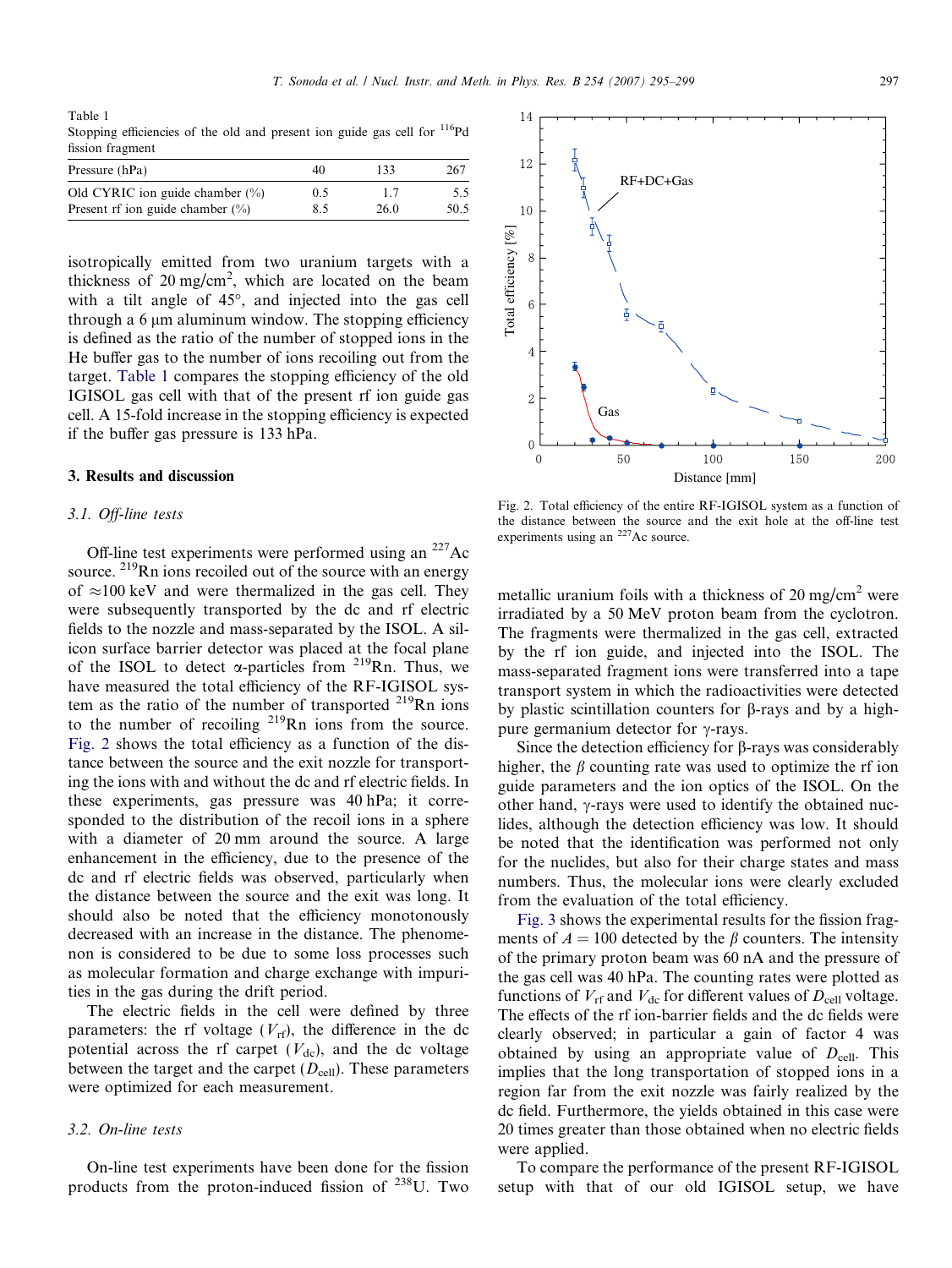Table 1
Stopping efficiencies of the old and present ion guide gas cell for $^{116}$Pd fission fragment

| Pressure (hPa) | 40 | 133 | 267 |
|---|---|---|---|
| Old CYRIC ion guide chamber (%) | 0.5 | 1.7 | 5.5 |
| Present rf ion guide chamber (%) | 8.5 | 26.0 | 50.5 |

isotropically emitted from two uranium targets with a thickness of 20 mg/cm$^2$, which are located on the beam with a tilt angle of 45°, and injected into the gas cell through a 6 μm aluminum window. The stopping efficiency is defined as the ratio of the number of stopped ions in the He buffer gas to the number of ions recoiling out from the target. Table 1 compares the stopping efficiency of the old IGISOL gas cell with that of the present rf ion guide gas cell. A 15-fold increase in the stopping efficiency is expected if the buffer gas pressure is 133 hPa.

## 3. Results and discussion

### 3.1. Off-line tests

Off-line test experiments were performed using an $^{227}$Ac source. $^{219}$Rn ions recoiled out of the source with an energy of ≈100 keV and were thermalized in the gas cell. They were subsequently transported by the dc and rf electric fields to the nozzle and mass-separated by the ISOL. A silicon surface barrier detector was placed at the focal plane of the ISOL to detect α-particles from $^{219}$Rn. Thus, we have measured the total efficiency of the RF-IGISOL system as the ratio of the number of transported $^{219}$Rn ions to the number of recoiling $^{219}$Rn ions from the source. Fig. 2 shows the total efficiency as a function of the distance between the source and the exit nozzle for transporting the ions with and without the dc and rf electric fields. In these experiments, gas pressure was 40 hPa; it corresponded to the distribution of the recoil ions in a sphere with a diameter of 20 mm around the source. A large enhancement in the efficiency, due to the presence of the dc and rf electric fields was observed, particularly when the distance between the source and the exit was long. It should also be noted that the efficiency monotonously decreased with an increase in the distance. The phenomenon is considered to be due to some loss processes such as molecular formation and charge exchange with impurities in the gas during the drift period.

The electric fields in the cell were defined by three parameters: the rf voltage ($V_{\rm rf}$), the difference in the dc potential across the rf carpet ($V_{\rm dc}$), and the dc voltage between the target and the carpet ($D_{\rm cell}$). These parameters were optimized for each measurement.

Fig. 2. Total efficiency of the entire RF-IGISOL system as a function of the distance between the source and the exit hole at the off-line test experiments using an $^{227}$Ac source.

### 3.2. On-line tests

On-line test experiments have been done for the fission products from the proton-induced fission of $^{238}$U. Two metallic uranium foils with a thickness of 20 mg/cm$^2$ were irradiated by a 50 MeV proton beam from the cyclotron. The fragments were thermalized in the gas cell, extracted by the rf ion guide, and injected into the ISOL. The mass-separated fragment ions were transferred into a tape transport system in which the radioactivities were detected by plastic scintillation counters for β-rays and by a high-pure germanium detector for γ-rays.

Since the detection efficiency for β-rays was considerably higher, the $\beta$ counting rate was used to optimize the rf ion guide parameters and the ion optics of the ISOL. On the other hand, γ-rays were used to identify the obtained nuclides, although the detection efficiency was low. It should be noted that the identification was performed not only for the nuclides, but also for their charge states and mass numbers. Thus, the molecular ions were clearly excluded from the evaluation of the total efficiency.

Fig. 3 shows the experimental results for the fission fragments of $A = 100$ detected by the $\beta$ counters. The intensity of the primary proton beam was 60 nA and the pressure of the gas cell was 40 hPa. The counting rates were plotted as functions of $V_{\rm rf}$ and $V_{\rm dc}$ for different values of $D_{\rm cell}$ voltage. The effects of the rf ion-barrier fields and the dc fields were clearly observed; in particular a gain of factor 4 was obtained by using an appropriate value of $D_{\rm cell}$. This implies that the long transportation of stopped ions in a region far from the exit nozzle was fairly realized by the dc field. Furthermore, the yields obtained in this case were 20 times greater than those obtained when no electric fields were applied.

To compare the performance of the present RF-IGISOL setup with that of our old IGISOL setup, we have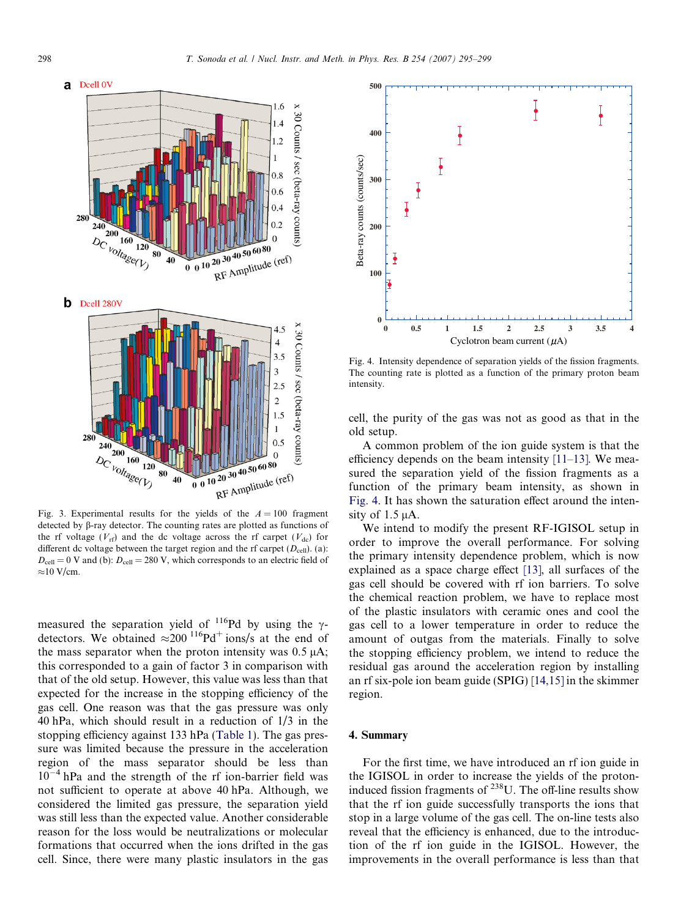Fig. 3. Experimental results for the yields of the $A = 100$ fragment detected by β-ray detector. The counting rates are plotted as functions of the rf voltage ($V_{rf}$) and the dc voltage across the rf carpet ($V_{dc}$) for different dc voltage between the target region and the rf carpet ($D_{cell}$). (a): $D_{cell} = 0$ V and (b): $D_{cell} = 280$ V, which corresponds to an electric field of ≈10 V/cm.

measured the separation yield of $^{116}$Pd by using the γ-detectors. We obtained ≈200 $^{116}$Pd$^{+}$ ions/s at the end of the mass separator when the proton intensity was 0.5 μA; this corresponded to a gain of factor 3 in comparison with that of the old setup. However, this value was less than that expected for the increase in the stopping efficiency of the gas cell. One reason was that the gas pressure was only 40 hPa, which should result in a reduction of 1/3 in the stopping efficiency against 133 hPa (Table 1). The gas pressure was limited because the pressure in the acceleration region of the mass separator should be less than $10^{-4}$ hPa and the strength of the rf ion-barrier field was not sufficient to operate at above 40 hPa. Although, we considered the limited gas pressure, the separation yield was still less than the expected value. Another considerable reason for the loss would be neutralizations or molecular formations that occurred when the ions drifted in the gas cell. Since, there were many plastic insulators in the gas cell, the purity of the gas was not as good as that in the old setup.

Fig. 4. Intensity dependence of separation yields of the fission fragments. The counting rate is plotted as a function of the primary proton beam intensity.

A common problem of the ion guide system is that the efficiency depends on the beam intensity [11–13]. We measured the separation yield of the fission fragments as a function of the primary beam intensity, as shown in Fig. 4. It has shown the saturation effect around the intensity of 1.5 μA.

We intend to modify the present RF-IGISOL setup in order to improve the overall performance. For solving the primary intensity dependence problem, which is now explained as a space charge effect [13], all surfaces of the gas cell should be covered with rf ion barriers. To solve the chemical reaction problem, we have to replace most of the plastic insulators with ceramic ones and cool the gas cell to a lower temperature in order to reduce the amount of outgas from the materials. Finally to solve the stopping efficiency problem, we intend to reduce the residual gas around the acceleration region by installing an rf six-pole ion beam guide (SPIG) [14,15] in the skimmer region.

## 4. Summary

For the first time, we have introduced an rf ion guide in the IGISOL in order to increase the yields of the proton-induced fission fragments of $^{238}$U. The off-line results show that the rf ion guide successfully transports the ions that stop in a large volume of the gas cell. The on-line tests also reveal that the efficiency is enhanced, due to the introduction of the rf ion guide in the IGISOL. However, the improvements in the overall performance is less than that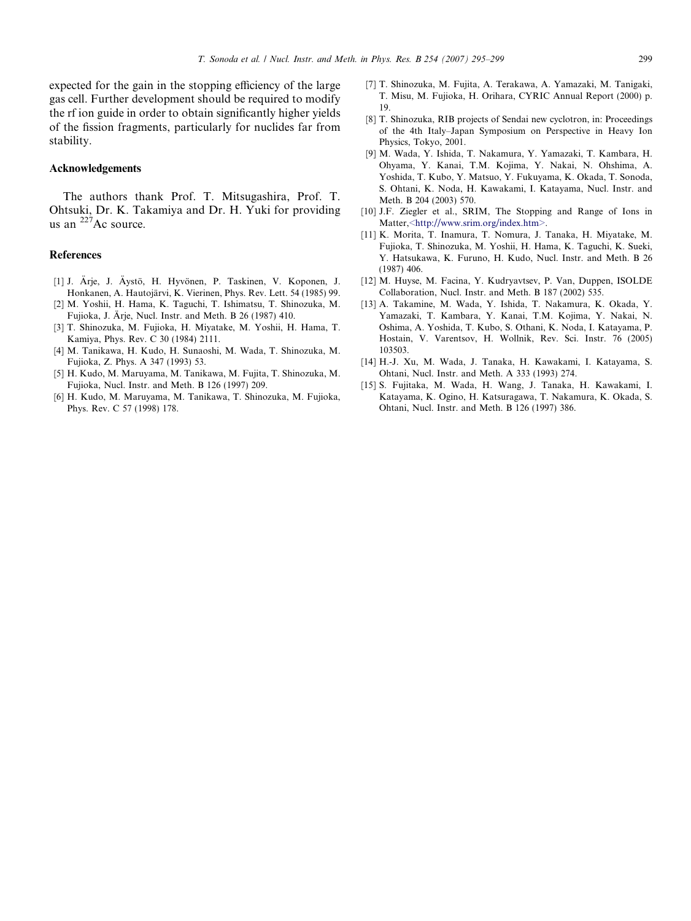expected for the gain in the stopping efficiency of the large gas cell. Further development should be required to modify the rf ion guide in order to obtain significantly higher yields of the fission fragments, particularly for nuclides far from stability.

## Acknowledgements

The authors thank Prof. T. Mitsugashira, Prof. T. Ohtsuki, Dr. K. Takamiya and Dr. H. Yuki for providing us an $^{227}$Ac source.

## References

[1] J. Ärje, J. Äystö, H. Hyvönen, P. Taskinen, V. Koponen, J. Honkanen, A. Hautojärvi, K. Vierinen, Phys. Rev. Lett. 54 (1985) 99.

[2] M. Yoshii, H. Hama, K. Taguchi, T. Ishimatsu, T. Shinozuka, M. Fujioka, J. Ärje, Nucl. Instr. and Meth. B 26 (1987) 410.

[3] T. Shinozuka, M. Fujioka, H. Miyatake, M. Yoshii, H. Hama, T. Kamiya, Phys. Rev. C 30 (1984) 2111.

[4] M. Tanikawa, H. Kudo, H. Sunaoshi, M. Wada, T. Shinozuka, M. Fujioka, Z. Phys. A 347 (1993) 53.

[5] H. Kudo, M. Maruyama, M. Tanikawa, M. Fujita, T. Shinozuka, M. Fujioka, Nucl. Instr. and Meth. B 126 (1997) 209.

[6] H. Kudo, M. Maruyama, M. Tanikawa, T. Shinozuka, M. Fujioka, Phys. Rev. C 57 (1998) 178.

[7] T. Shinozuka, M. Fujita, A. Terakawa, A. Yamazaki, M. Tanigaki, T. Misu, M. Fujioka, H. Orihara, CYRIC Annual Report (2000) p. 19.

[8] T. Shinozuka, RIB projects of Sendai new cyclotron, in: Proceedings of the 4th Italy–Japan Symposium on Perspective in Heavy Ion Physics, Tokyo, 2001.

[9] M. Wada, Y. Ishida, T. Nakamura, Y. Yamazaki, T. Kambara, H. Ohyama, Y. Kanai, T.M. Kojima, Y. Nakai, N. Ohshima, A. Yoshida, T. Kubo, Y. Matsuo, Y. Fukuyama, K. Okada, T. Sonoda, S. Ohtani, K. Noda, H. Kawakami, I. Katayama, Nucl. Instr. and Meth. B 204 (2003) 570.

[10] J.F. Ziegler et al., SRIM, The Stopping and Range of Ions in Matter,<http://www.srim.org/index.htm>.

[11] K. Morita, T. Inamura, T. Nomura, J. Tanaka, H. Miyatake, M. Fujioka, T. Shinozuka, M. Yoshii, H. Hama, K. Taguchi, K. Sueki, Y. Hatsukawa, K. Furuno, H. Kudo, Nucl. Instr. and Meth. B 26 (1987) 406.

[12] M. Huyse, M. Facina, Y. Kudryavtsev, P. Van, Duppen, ISOLDE Collaboration, Nucl. Instr. and Meth. B 187 (2002) 535.

[13] A. Takamine, M. Wada, Y. Ishida, T. Nakamura, K. Okada, Y. Yamazaki, T. Kambara, Y. Kanai, T.M. Kojima, Y. Nakai, N. Oshima, A. Yoshida, T. Kubo, S. Othani, K. Noda, I. Katayama, P. Hostain, V. Varentsov, H. Wollnik, Rev. Sci. Instr. 76 (2005) 103503.

[14] H.-J. Xu, M. Wada, J. Tanaka, H. Kawakami, I. Katayama, S. Ohtani, Nucl. Instr. and Meth. A 333 (1993) 274.

[15] S. Fujitaka, M. Wada, H. Wang, J. Tanaka, H. Kawakami, I. Katayama, K. Ogino, H. Katsuragawa, T. Nakamura, K. Okada, S. Ohtani, Nucl. Instr. and Meth. B 126 (1997) 386.